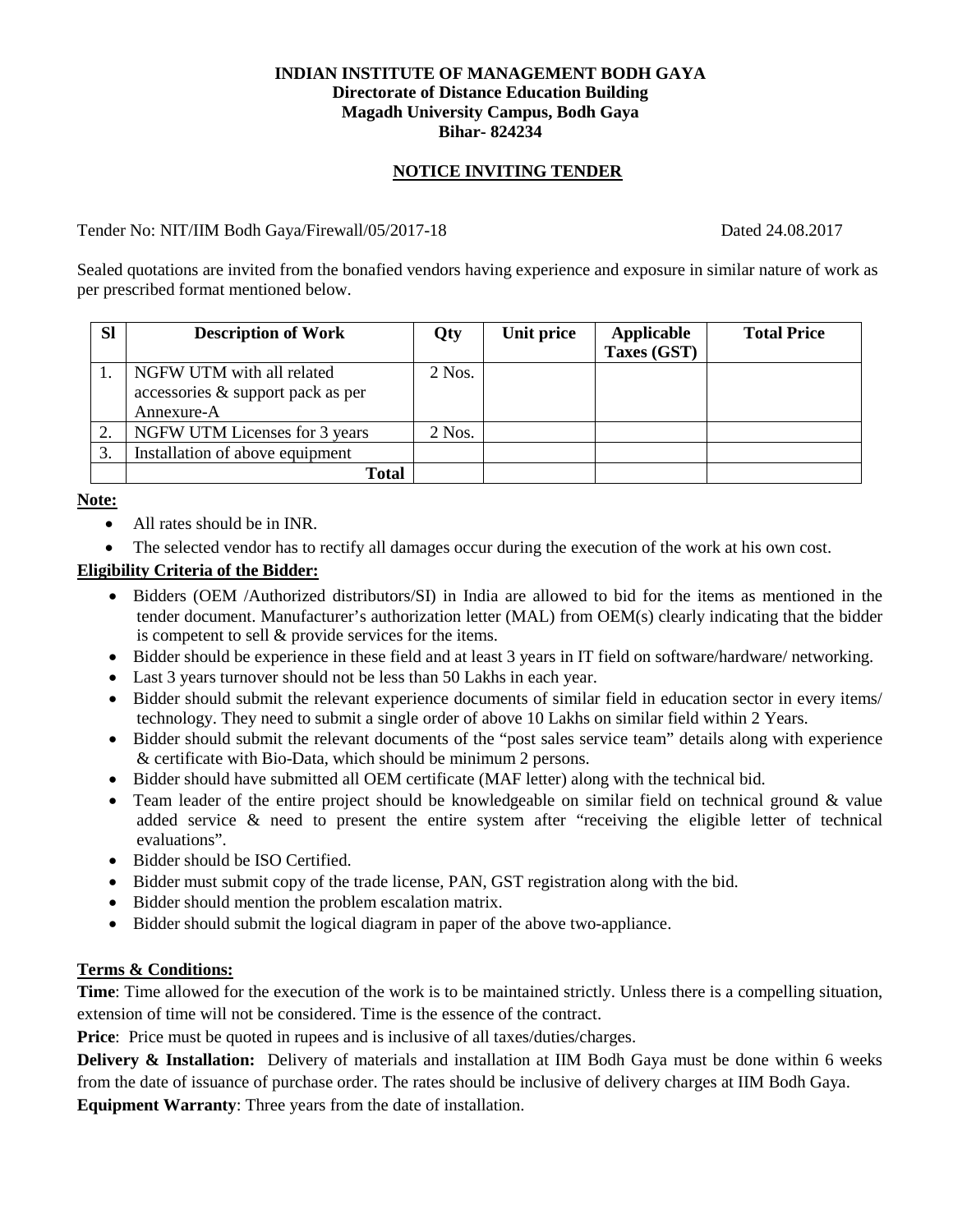**INDIAN INSTITUTE OF MANAGEMENT BODH GAYA**
**Directorate of Distance Education Building**
**Magadh University Campus, Bodh Gaya**
**Bihar- 824234**

## NOTICE INVITING TENDER

Tender No: NIT/IIM Bodh Gaya/Firewall/05/2017-18 Dated 24.08.2017

Sealed quotations are invited from the bonafied vendors having experience and exposure in similar nature of work as per prescribed format mentioned below.

| Sl | Description of Work | Qty | Unit price | Applicable Taxes (GST) | Total Price |
|---|---|---|---|---|---|
| 1. | NGFW UTM with all related accessories & support pack as per Annexure-A | 2 Nos. | | | |
| 2. | NGFW UTM Licenses for 3 years | 2 Nos. | | | |
| 3. | Installation of above equipment | | | | |
| | **Total** | | | | |

**Note:**

- All rates should be in INR.
- The selected vendor has to rectify all damages occur during the execution of the work at his own cost.

**Eligibility Criteria of the Bidder:**

- Bidders (OEM /Authorized distributors/SI) in India are allowed to bid for the items as mentioned in the tender document. Manufacturer's authorization letter (MAL) from OEM(s) clearly indicating that the bidder is competent to sell & provide services for the items.
- Bidder should be experience in these field and at least 3 years in IT field on software/hardware/ networking.
- Last 3 years turnover should not be less than 50 Lakhs in each year.
- Bidder should submit the relevant experience documents of similar field in education sector in every items/ technology. They need to submit a single order of above 10 Lakhs on similar field within 2 Years.
- Bidder should submit the relevant documents of the "post sales service team" details along with experience & certificate with Bio-Data, which should be minimum 2 persons.
- Bidder should have submitted all OEM certificate (MAF letter) along with the technical bid.
- Team leader of the entire project should be knowledgeable on similar field on technical ground & value added service & need to present the entire system after "receiving the eligible letter of technical evaluations".
- Bidder should be ISO Certified.
- Bidder must submit copy of the trade license, PAN, GST registration along with the bid.
- Bidder should mention the problem escalation matrix.
- Bidder should submit the logical diagram in paper of the above two-appliance.

**Terms & Conditions:**

**Time**: Time allowed for the execution of the work is to be maintained strictly. Unless there is a compelling situation, extension of time will not be considered. Time is the essence of the contract.

**Price**: Price must be quoted in rupees and is inclusive of all taxes/duties/charges.

**Delivery & Installation:** Delivery of materials and installation at IIM Bodh Gaya must be done within 6 weeks from the date of issuance of purchase order. The rates should be inclusive of delivery charges at IIM Bodh Gaya.

**Equipment Warranty**: Three years from the date of installation.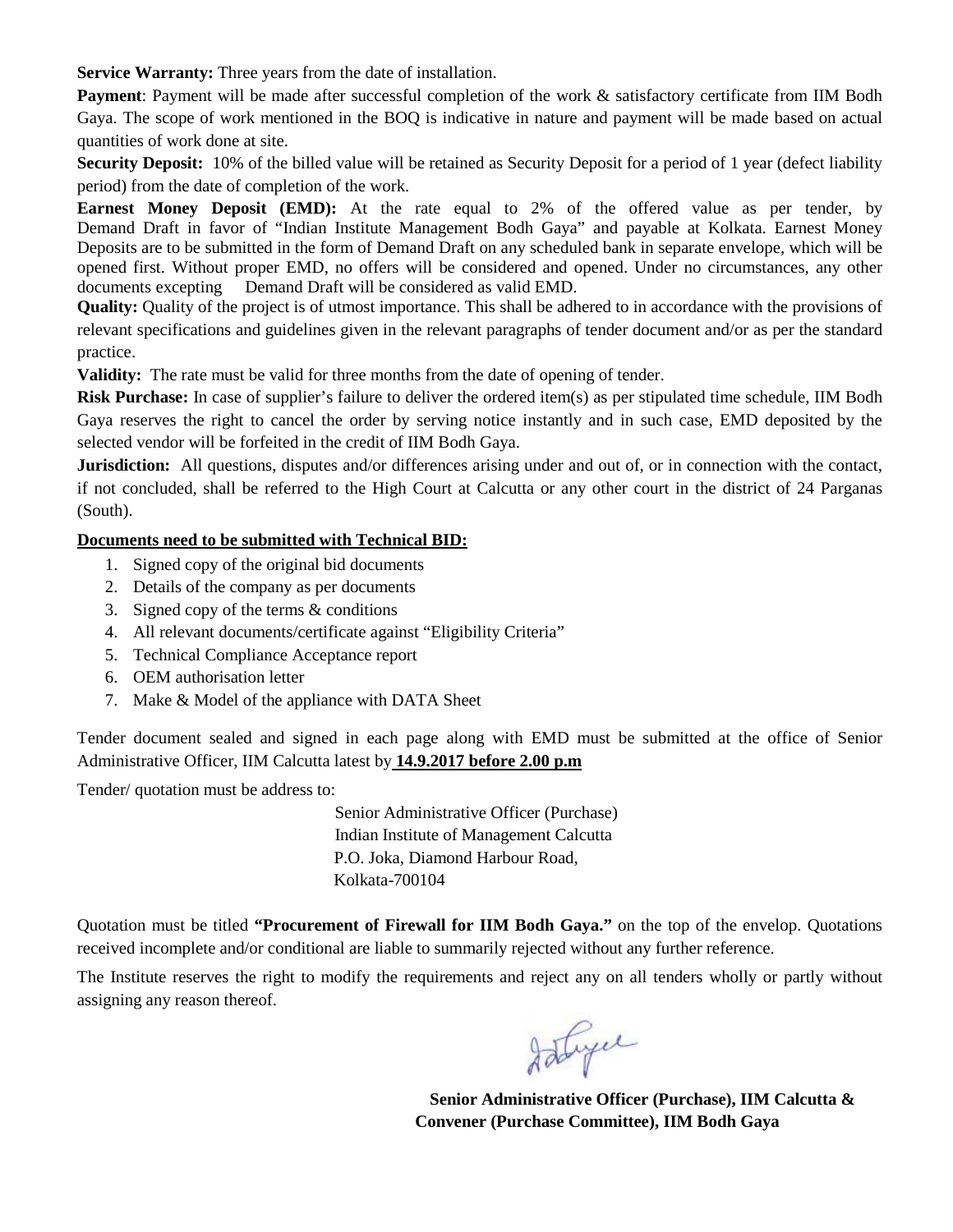**Service Warranty:** Three years from the date of installation.

**Payment**: Payment will be made after successful completion of the work & satisfactory certificate from IIM Bodh Gaya. The scope of work mentioned in the BOQ is indicative in nature and payment will be made based on actual quantities of work done at site.

**Security Deposit:** 10% of the billed value will be retained as Security Deposit for a period of 1 year (defect liability period) from the date of completion of the work.

**Earnest Money Deposit (EMD):** At the rate equal to 2% of the offered value as per tender, by Demand Draft in favor of "Indian Institute Management Bodh Gaya" and payable at Kolkata. Earnest Money Deposits are to be submitted in the form of Demand Draft on any scheduled bank in separate envelope, which will be opened first. Without proper EMD, no offers will be considered and opened. Under no circumstances, any other documents excepting Demand Draft will be considered as valid EMD.

**Quality:** Quality of the project is of utmost importance. This shall be adhered to in accordance with the provisions of relevant specifications and guidelines given in the relevant paragraphs of tender document and/or as per the standard practice.

**Validity:** The rate must be valid for three months from the date of opening of tender.

**Risk Purchase:** In case of supplier's failure to deliver the ordered item(s) as per stipulated time schedule, IIM Bodh Gaya reserves the right to cancel the order by serving notice instantly and in such case, EMD deposited by the selected vendor will be forfeited in the credit of IIM Bodh Gaya.

**Jurisdiction:** All questions, disputes and/or differences arising under and out of, or in connection with the contact, if not concluded, shall be referred to the High Court at Calcutta or any other court in the district of 24 Parganas (South).

**Documents need to be submitted with Technical BID:**

1. Signed copy of the original bid documents
2. Details of the company as per documents
3. Signed copy of the terms & conditions
4. All relevant documents/certificate against "Eligibility Criteria"
5. Technical Compliance Acceptance report
6. OEM authorisation letter
7. Make & Model of the appliance with DATA Sheet

Tender document sealed and signed in each page along with EMD must be submitted at the office of Senior Administrative Officer, IIM Calcutta latest by **14.9.2017 before 2.00 p.m**

Tender/ quotation must be address to:

Senior Administrative Officer (Purchase)
Indian Institute of Management Calcutta
P.O. Joka, Diamond Harbour Road,
Kolkata-700104

Quotation must be titled **"Procurement of Firewall for IIM Bodh Gaya."** on the top of the envelop. Quotations received incomplete and/or conditional are liable to summarily rejected without any further reference.

The Institute reserves the right to modify the requirements and reject any on all tenders wholly or partly without assigning any reason thereof.

**Senior Administrative Officer (Purchase), IIM Calcutta &**
**Convener (Purchase Committee), IIM Bodh Gaya**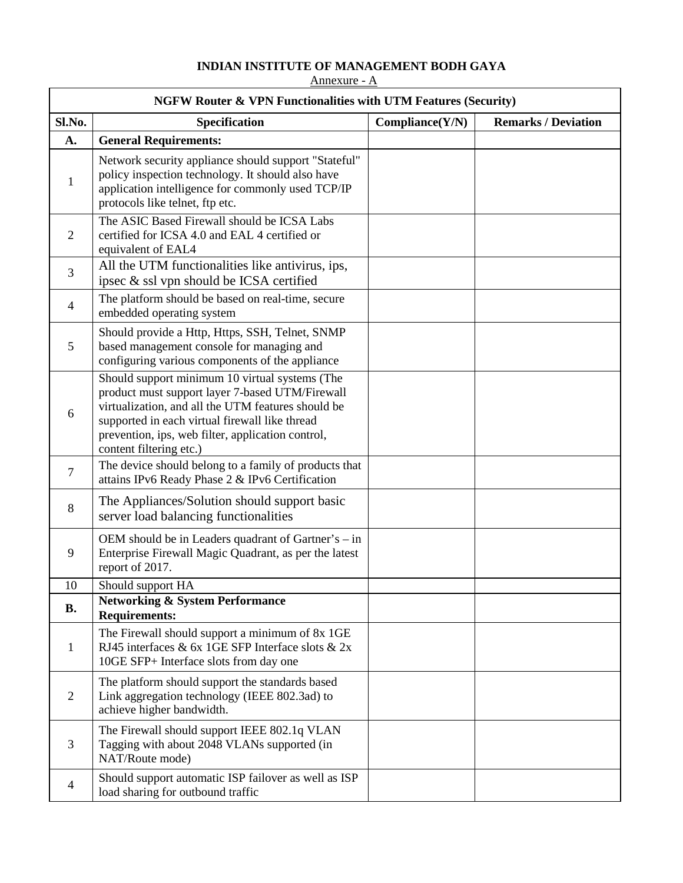**INDIAN INSTITUTE OF MANAGEMENT BODH GAYA**

Annexure - A

| **NGFW Router & VPN Functionalities with UTM Features (Security)** | | | |
|---|---|---|---|
| **Sl.No.** | **Specification** | **Compliance(Y/N)** | **Remarks / Deviation** |
| **A.** | **General Requirements:** | | |
| 1 | Network security appliance should support "Stateful" policy inspection technology. It should also have application intelligence for commonly used TCP/IP protocols like telnet, ftp etc. | | |
| 2 | The ASIC Based Firewall should be ICSA Labs certified for ICSA 4.0 and EAL 4 certified or equivalent of EAL4 | | |
| 3 | All the UTM functionalities like antivirus, ips, ipsec & ssl vpn should be ICSA certified | | |
| 4 | The platform should be based on real-time, secure embedded operating system | | |
| 5 | Should provide a Http, Https, SSH, Telnet, SNMP based management console for managing and configuring various components of the appliance | | |
| 6 | Should support minimum 10 virtual systems (The product must support layer 7-based UTM/Firewall virtualization, and all the UTM features should be supported in each virtual firewall like thread prevention, ips, web filter, application control, content filtering etc.) | | |
| 7 | The device should belong to a family of products that attains IPv6 Ready Phase 2 & IPv6 Certification | | |
| 8 | The Appliances/Solution should support basic server load balancing functionalities | | |
| 9 | OEM should be in Leaders quadrant of Gartner's – in Enterprise Firewall Magic Quadrant, as per the latest report of 2017. | | |
| 10 | Should support HA | | |
| **B.** | **Networking & System Performance Requirements:** | | |
| 1 | The Firewall should support a minimum of 8x 1GE RJ45 interfaces & 6x 1GE SFP Interface slots & 2x 10GE SFP+ Interface slots from day one | | |
| 2 | The platform should support the standards based Link aggregation technology (IEEE 802.3ad) to achieve higher bandwidth. | | |
| 3 | The Firewall should support IEEE 802.1q VLAN Tagging with about 2048 VLANs supported (in NAT/Route mode) | | |
| 4 | Should support automatic ISP failover as well as ISP load sharing for outbound traffic | | |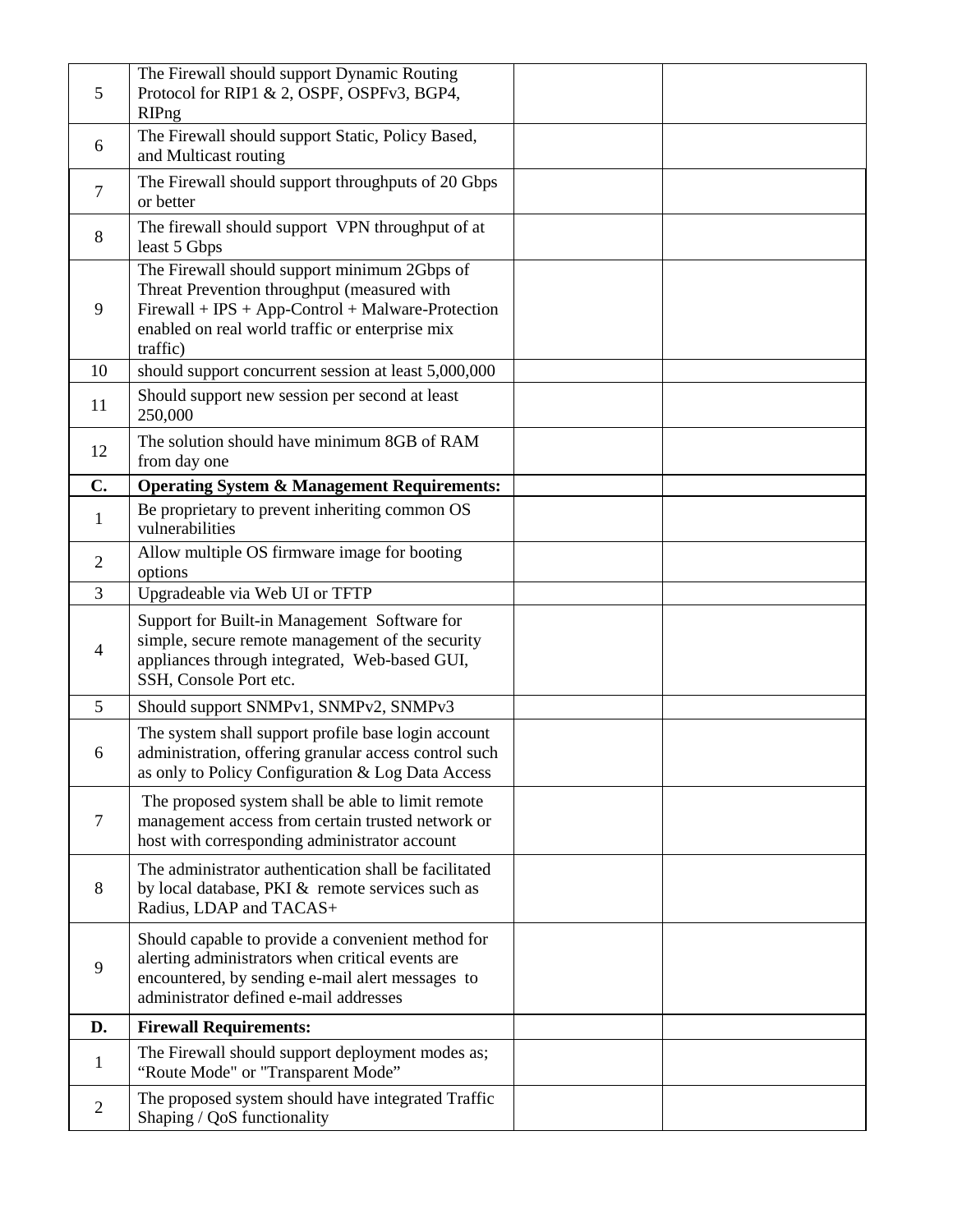| | | | |
|---|---|---|---|
| 5 | The Firewall should support Dynamic Routing Protocol for RIP1 & 2, OSPF, OSPFv3, BGP4, RIPng | | |
| 6 | The Firewall should support Static, Policy Based, and Multicast routing | | |
| 7 | The Firewall should support throughputs of 20 Gbps or better | | |
| 8 | The firewall should support VPN throughput of at least 5 Gbps | | |
| 9 | The Firewall should support minimum 2Gbps of Threat Prevention throughput (measured with Firewall + IPS + App-Control + Malware-Protection enabled on real world traffic or enterprise mix traffic) | | |
| 10 | should support concurrent session at least 5,000,000 | | |
| 11 | Should support new session per second at least 250,000 | | |
| 12 | The solution should have minimum 8GB of RAM from day one | | |
| **C.** | **Operating System & Management Requirements:** | | |
| 1 | Be proprietary to prevent inheriting common OS vulnerabilities | | |
| 2 | Allow multiple OS firmware image for booting options | | |
| 3 | Upgradeable via Web UI or TFTP | | |
| 4 | Support for Built-in Management Software for simple, secure remote management of the security appliances through integrated, Web-based GUI, SSH, Console Port etc. | | |
| 5 | Should support SNMPv1, SNMPv2, SNMPv3 | | |
| 6 | The system shall support profile base login account administration, offering granular access control such as only to Policy Configuration & Log Data Access | | |
| 7 | The proposed system shall be able to limit remote management access from certain trusted network or host with corresponding administrator account | | |
| 8 | The administrator authentication shall be facilitated by local database, PKI & remote services such as Radius, LDAP and TACAS+ | | |
| 9 | Should capable to provide a convenient method for alerting administrators when critical events are encountered, by sending e-mail alert messages to administrator defined e-mail addresses | | |
| **D.** | **Firewall Requirements:** | | |
| 1 | The Firewall should support deployment modes as; "Route Mode" or "Transparent Mode" | | |
| 2 | The proposed system should have integrated Traffic Shaping / QoS functionality | | |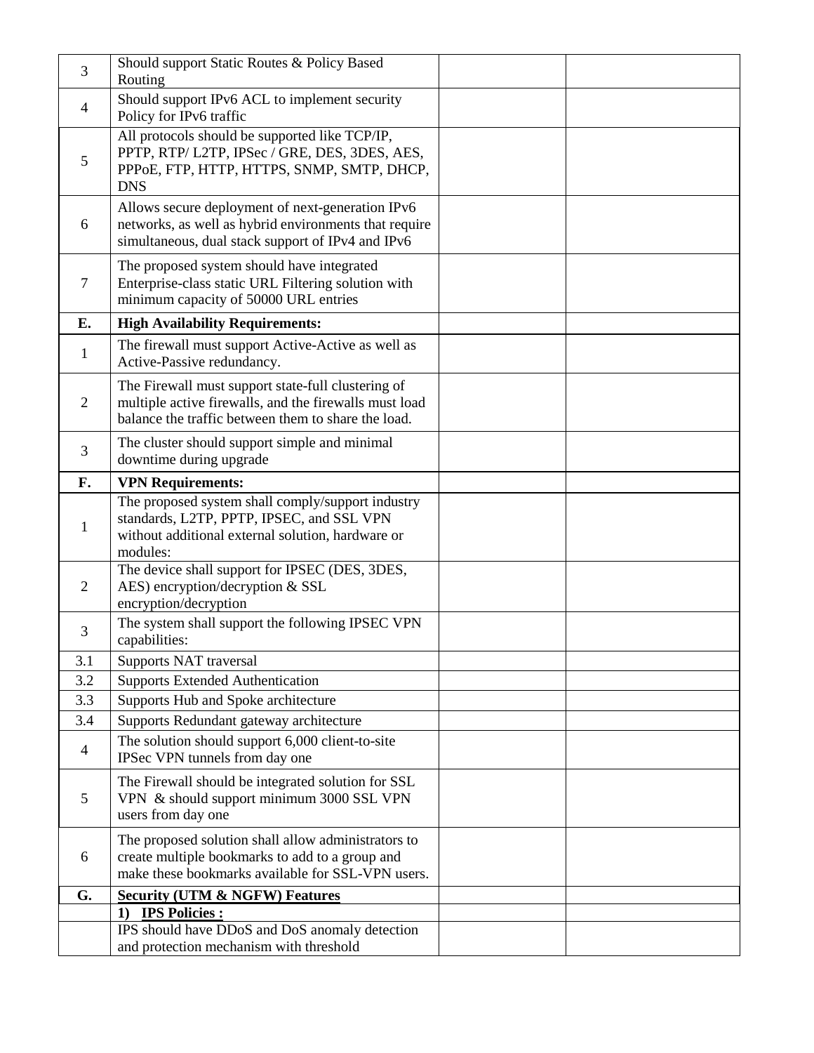| | | | |
|---|---|---|---|
| 3 | Should support Static Routes & Policy Based Routing | | |
| 4 | Should support IPv6 ACL to implement security Policy for IPv6 traffic | | |
| 5 | All protocols should be supported like TCP/IP, PPTP, RTP/ L2TP, IPSec / GRE, DES, 3DES, AES, PPPoE, FTP, HTTP, HTTPS, SNMP, SMTP, DHCP, DNS | | |
| 6 | Allows secure deployment of next-generation IPv6 networks, as well as hybrid environments that require simultaneous, dual stack support of IPv4 and IPv6 | | |
| 7 | The proposed system should have integrated Enterprise-class static URL Filtering solution with minimum capacity of 50000 URL entries | | |
| **E.** | **High Availability Requirements:** | | |
| 1 | The firewall must support Active-Active as well as Active-Passive redundancy. | | |
| 2 | The Firewall must support state-full clustering of multiple active firewalls, and the firewalls must load balance the traffic between them to share the load. | | |
| 3 | The cluster should support simple and minimal downtime during upgrade | | |
| **F.** | **VPN Requirements:** | | |
| 1 | The proposed system shall comply/support industry standards, L2TP, PPTP, IPSEC, and SSL VPN without additional external solution, hardware or modules: | | |
| 2 | The device shall support for IPSEC (DES, 3DES, AES) encryption/decryption & SSL encryption/decryption | | |
| 3 | The system shall support the following IPSEC VPN capabilities: | | |
| 3.1 | Supports NAT traversal | | |
| 3.2 | Supports Extended Authentication | | |
| 3.3 | Supports Hub and Spoke architecture | | |
| 3.4 | Supports Redundant gateway architecture | | |
| 4 | The solution should support 6,000 client-to-site IPSec VPN tunnels from day one | | |
| 5 | The Firewall should be integrated solution for SSL VPN & should support minimum 3000 SSL VPN users from day one | | |
| 6 | The proposed solution shall allow administrators to create multiple bookmarks to add to a group and make these bookmarks available for SSL-VPN users. | | |
| **G.** | **Security (UTM & NGFW) Features** | | |
| | **1) IPS Policies :** | | |
| | IPS should have DDoS and DoS anomaly detection and protection mechanism with threshold | | |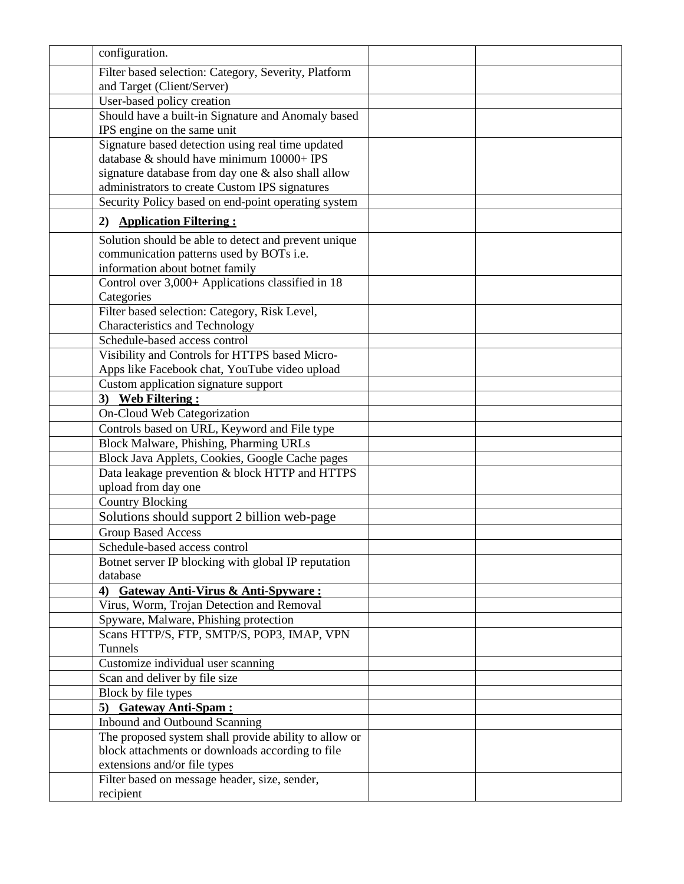| | | | |
|---|---|---|---|
| | configuration. | | |
| | Filter based selection: Category, Severity, Platform and Target (Client/Server) | | |
| | User-based policy creation | | |
| | Should have a built-in Signature and Anomaly based IPS engine on the same unit | | |
| | Signature based detection using real time updated database & should have minimum 10000+ IPS signature database from day one & also shall allow administrators to create Custom IPS signatures | | |
| | Security Policy based on end-point operating system | | |
| | **2) <u>Application Filtering :</u>** | | |
| | Solution should be able to detect and prevent unique communication patterns used by BOTs i.e. information about botnet family | | |
| | Control over 3,000+ Applications classified in 18 Categories | | |
| | Filter based selection: Category, Risk Level, Characteristics and Technology | | |
| | Schedule-based access control | | |
| | Visibility and Controls for HTTPS based Micro-Apps like Facebook chat, YouTube video upload | | |
| | Custom application signature support | | |
| | **3) <u>Web Filtering :</u>** | | |
| | On-Cloud Web Categorization | | |
| | Controls based on URL, Keyword and File type | | |
| | Block Malware, Phishing, Pharming URLs | | |
| | Block Java Applets, Cookies, Google Cache pages | | |
| | Data leakage prevention & block HTTP and HTTPS upload from day one | | |
| | Country Blocking | | |
| | Solutions should support 2 billion web-page | | |
| | Group Based Access | | |
| | Schedule-based access control | | |
| | Botnet server IP blocking with global IP reputation database | | |
| | **4) <u>Gateway Anti-Virus & Anti-Spyware :</u>** | | |
| | Virus, Worm, Trojan Detection and Removal | | |
| | Spyware, Malware, Phishing protection | | |
| | Scans HTTP/S, FTP, SMTP/S, POP3, IMAP, VPN Tunnels | | |
| | Customize individual user scanning | | |
| | Scan and deliver by file size | | |
| | Block by file types | | |
| | **5) <u>Gateway Anti-Spam :</u>** | | |
| | Inbound and Outbound Scanning | | |
| | The proposed system shall provide ability to allow or block attachments or downloads according to file extensions and/or file types | | |
| | Filter based on message header, size, sender, recipient | | |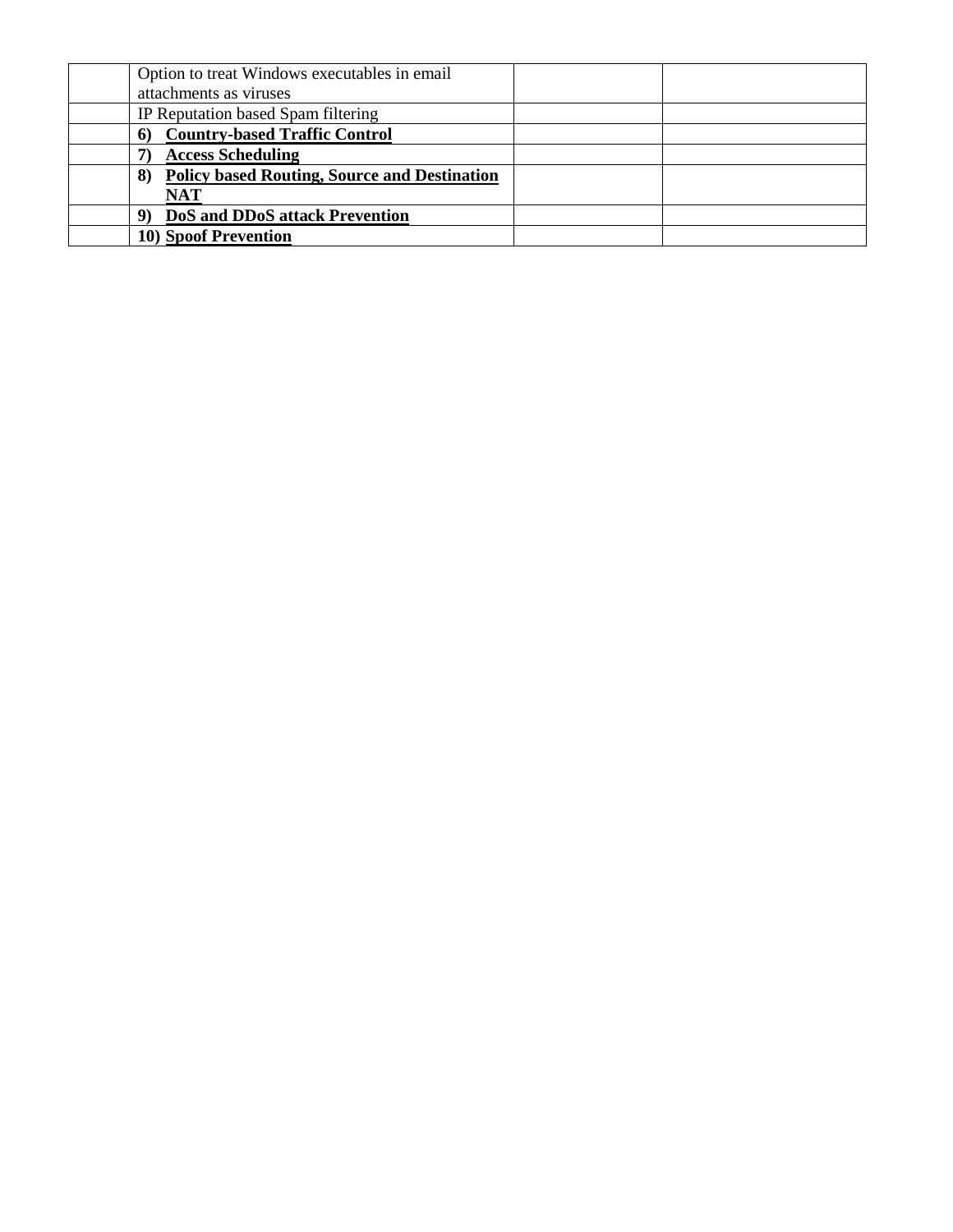| | | | |
|---|---|---|---|
| | Option to treat Windows executables in email attachments as viruses | | |
| | IP Reputation based Spam filtering | | |
| | **6) <u>Country-based Traffic Control</u>** | | |
| | **7) <u>Access Scheduling</u>** | | |
| | **8) <u>Policy based Routing, Source and Destination NAT</u>** | | |
| | **9) <u>DoS and DDoS attack Prevention</u>** | | |
| | **10) <u>Spoof Prevention</u>** | | |